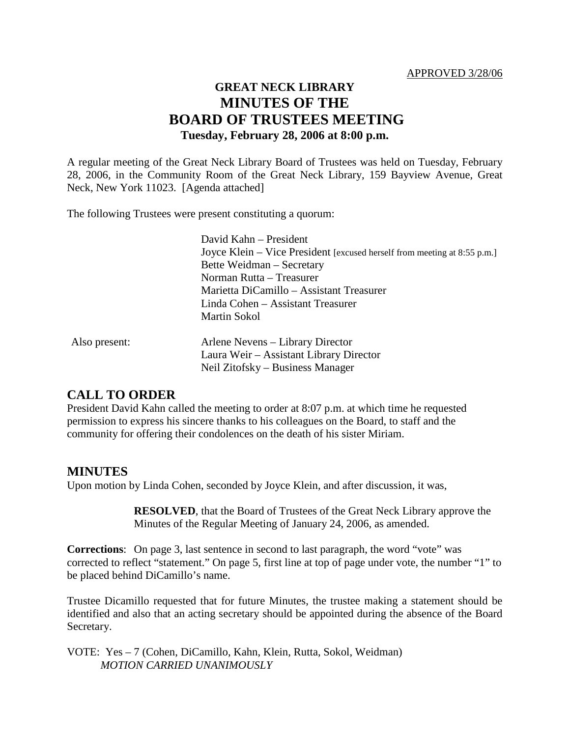APPROVED 3/28/06

# GREAT NECK LIBRARY
# MINUTES OF THE
# BOARD OF TRUSTEES MEETING
### Tuesday, February 28, 2006 at 8:00 p.m.

A regular meeting of the Great Neck Library Board of Trustees was held on Tuesday, February 28, 2006, in the Community Room of the Great Neck Library, 159 Bayview Avenue, Great Neck, New York 11023. [Agenda attached]

The following Trustees were present constituting a quorum:

David Kahn – President
Joyce Klein – Vice President [excused herself from meeting at 8:55 p.m.]
Bette Weidman – Secretary
Norman Rutta – Treasurer
Marietta DiCamillo – Assistant Treasurer
Linda Cohen – Assistant Treasurer
Martin Sokol

Also present:
Arlene Nevens – Library Director
Laura Weir – Assistant Library Director
Neil Zitofsky – Business Manager

## CALL TO ORDER

President David Kahn called the meeting to order at 8:07 p.m. at which time he requested permission to express his sincere thanks to his colleagues on the Board, to staff and the community for offering their condolences on the death of his sister Miriam.

## MINUTES

Upon motion by Linda Cohen, seconded by Joyce Klein, and after discussion, it was,

> **RESOLVED**, that the Board of Trustees of the Great Neck Library approve the Minutes of the Regular Meeting of January 24, 2006, as amended.

**Corrections**: On page 3, last sentence in second to last paragraph, the word "vote" was corrected to reflect "statement." On page 5, first line at top of page under vote, the number "1" to be placed behind DiCamillo's name.

Trustee Dicamillo requested that for future Minutes, the trustee making a statement should be identified and also that an acting secretary should be appointed during the absence of the Board Secretary.

VOTE: Yes – 7 (Cohen, DiCamillo, Kahn, Klein, Rutta, Sokol, Weidman)
*MOTION CARRIED UNANIMOUSLY*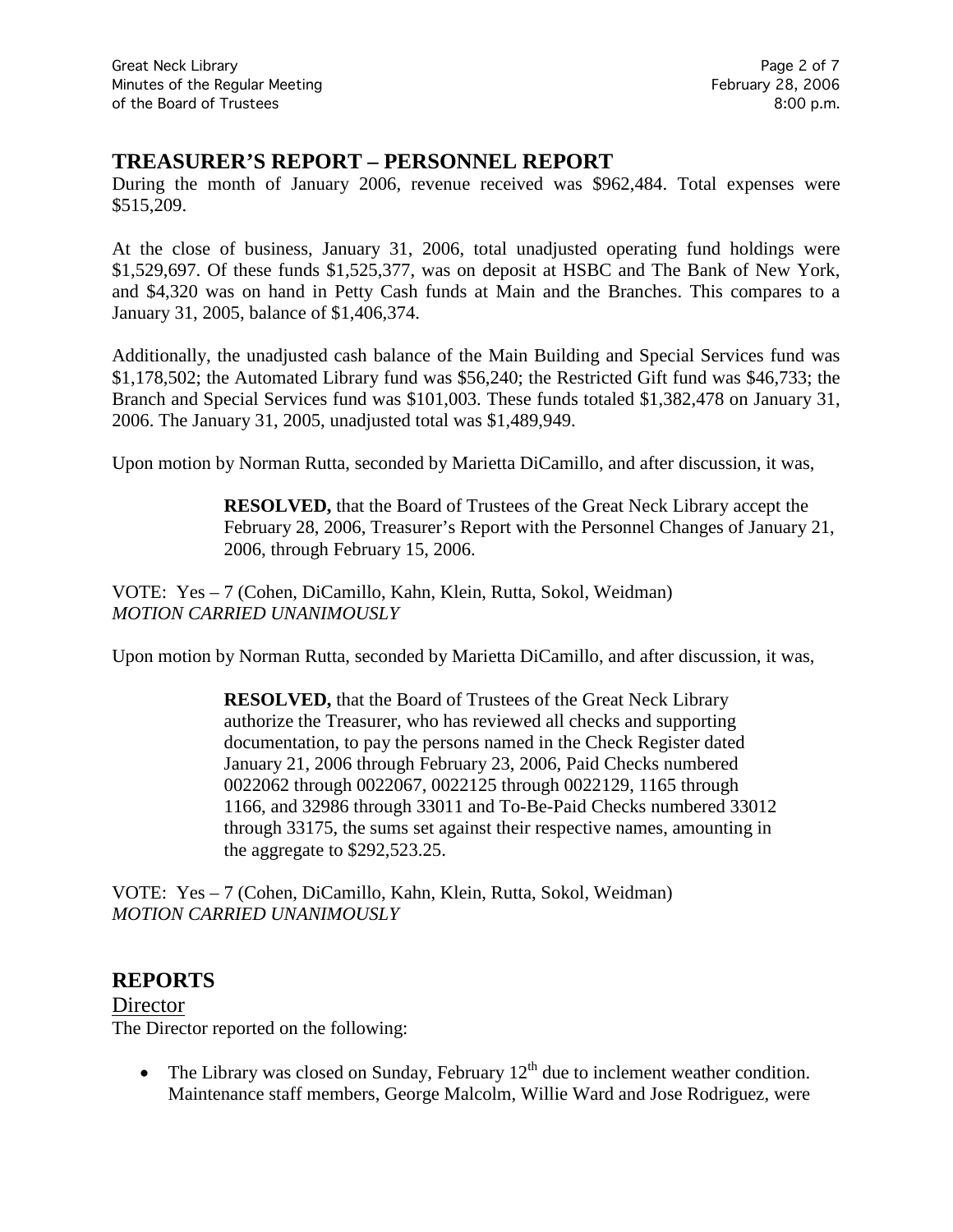## TREASURER'S REPORT – PERSONNEL REPORT

During the month of January 2006, revenue received was $962,484. Total expenses were $515,209.

At the close of business, January 31, 2006, total unadjusted operating fund holdings were $1,529,697. Of these funds $1,525,377, was on deposit at HSBC and The Bank of New York, and $4,320 was on hand in Petty Cash funds at Main and the Branches. This compares to a January 31, 2005, balance of $1,406,374.

Additionally, the unadjusted cash balance of the Main Building and Special Services fund was $1,178,502; the Automated Library fund was $56,240; the Restricted Gift fund was $46,733; the Branch and Special Services fund was $101,003. These funds totaled $1,382,478 on January 31, 2006. The January 31, 2005, unadjusted total was $1,489,949.

Upon motion by Norman Rutta, seconded by Marietta DiCamillo, and after discussion, it was,

> **RESOLVED,** that the Board of Trustees of the Great Neck Library accept the February 28, 2006, Treasurer's Report with the Personnel Changes of January 21, 2006, through February 15, 2006.

VOTE: Yes – 7 (Cohen, DiCamillo, Kahn, Klein, Rutta, Sokol, Weidman)
*MOTION CARRIED UNANIMOUSLY*

Upon motion by Norman Rutta, seconded by Marietta DiCamillo, and after discussion, it was,

> **RESOLVED,** that the Board of Trustees of the Great Neck Library authorize the Treasurer, who has reviewed all checks and supporting documentation, to pay the persons named in the Check Register dated January 21, 2006 through February 23, 2006, Paid Checks numbered 0022062 through 0022067, 0022125 through 0022129, 1165 through 1166, and 32986 through 33011 and To-Be-Paid Checks numbered 33012 through 33175, the sums set against their respective names, amounting in the aggregate to $292,523.25.

VOTE: Yes – 7 (Cohen, DiCamillo, Kahn, Klein, Rutta, Sokol, Weidman)
*MOTION CARRIED UNANIMOUSLY*

## REPORTS

### Director

The Director reported on the following:

- The Library was closed on Sunday, February 12th due to inclement weather condition. Maintenance staff members, George Malcolm, Willie Ward and Jose Rodriguez, were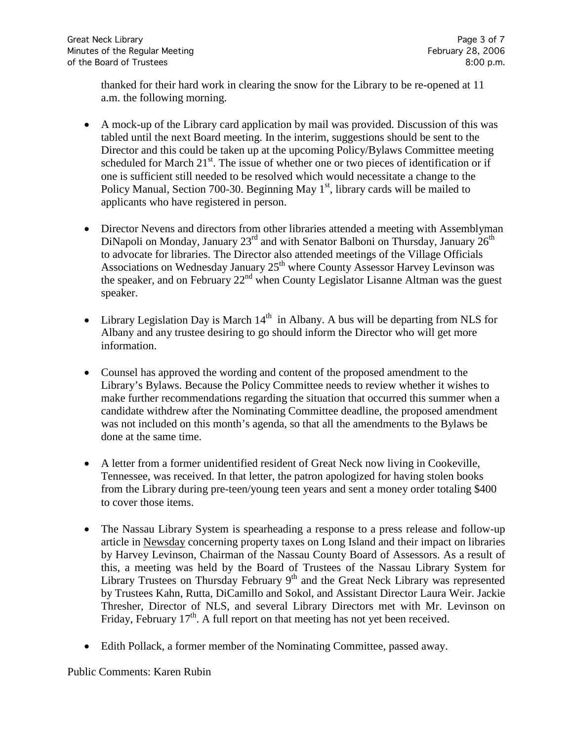thanked for their hard work in clearing the snow for the Library to be re-opened at 11 a.m. the following morning.

- A mock-up of the Library card application by mail was provided. Discussion of this was tabled until the next Board meeting. In the interim, suggestions should be sent to the Director and this could be taken up at the upcoming Policy/Bylaws Committee meeting scheduled for March 21st. The issue of whether one or two pieces of identification or if one is sufficient still needed to be resolved which would necessitate a change to the Policy Manual, Section 700-30. Beginning May 1st, library cards will be mailed to applicants who have registered in person.

- Director Nevens and directors from other libraries attended a meeting with Assemblyman DiNapoli on Monday, January 23rd and with Senator Balboni on Thursday, January 26th to advocate for libraries. The Director also attended meetings of the Village Officials Associations on Wednesday January 25th where County Assessor Harvey Levinson was the speaker, and on February 22nd when County Legislator Lisanne Altman was the guest speaker.

- Library Legislation Day is March 14th in Albany. A bus will be departing from NLS for Albany and any trustee desiring to go should inform the Director who will get more information.

- Counsel has approved the wording and content of the proposed amendment to the Library's Bylaws. Because the Policy Committee needs to review whether it wishes to make further recommendations regarding the situation that occurred this summer when a candidate withdrew after the Nominating Committee deadline, the proposed amendment was not included on this month's agenda, so that all the amendments to the Bylaws be done at the same time.

- A letter from a former unidentified resident of Great Neck now living in Cookeville, Tennessee, was received. In that letter, the patron apologized for having stolen books from the Library during pre-teen/young teen years and sent a money order totaling $400 to cover those items.

- The Nassau Library System is spearheading a response to a press release and follow-up article in Newsday concerning property taxes on Long Island and their impact on libraries by Harvey Levinson, Chairman of the Nassau County Board of Assessors. As a result of this, a meeting was held by the Board of Trustees of the Nassau Library System for Library Trustees on Thursday February 9th and the Great Neck Library was represented by Trustees Kahn, Rutta, DiCamillo and Sokol, and Assistant Director Laura Weir. Jackie Thresher, Director of NLS, and several Library Directors met with Mr. Levinson on Friday, February 17th. A full report on that meeting has not yet been received.

- Edith Pollack, a former member of the Nominating Committee, passed away.

Public Comments: Karen Rubin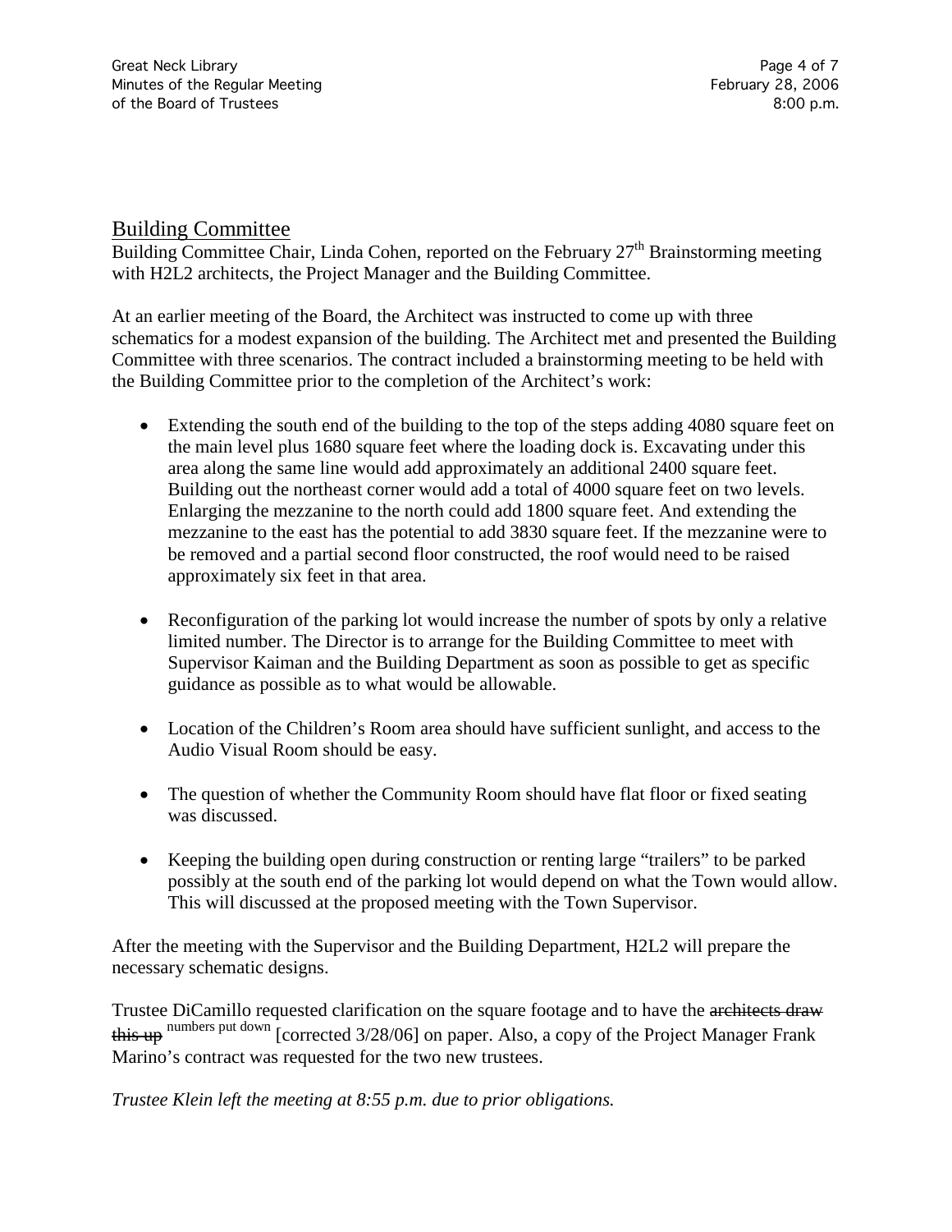## Building Committee

Building Committee Chair, Linda Cohen, reported on the February 27th Brainstorming meeting with H2L2 architects, the Project Manager and the Building Committee.

At an earlier meeting of the Board, the Architect was instructed to come up with three schematics for a modest expansion of the building. The Architect met and presented the Building Committee with three scenarios. The contract included a brainstorming meeting to be held with the Building Committee prior to the completion of the Architect's work:

- Extending the south end of the building to the top of the steps adding 4080 square feet on the main level plus 1680 square feet where the loading dock is. Excavating under this area along the same line would add approximately an additional 2400 square feet. Building out the northeast corner would add a total of 4000 square feet on two levels. Enlarging the mezzanine to the north could add 1800 square feet. And extending the mezzanine to the east has the potential to add 3830 square feet. If the mezzanine were to be removed and a partial second floor constructed, the roof would need to be raised approximately six feet in that area.

- Reconfiguration of the parking lot would increase the number of spots by only a relative limited number. The Director is to arrange for the Building Committee to meet with Supervisor Kaiman and the Building Department as soon as possible to get as specific guidance as possible as to what would be allowable.

- Location of the Children's Room area should have sufficient sunlight, and access to the Audio Visual Room should be easy.

- The question of whether the Community Room should have flat floor or fixed seating was discussed.

- Keeping the building open during construction or renting large "trailers" to be parked possibly at the south end of the parking lot would depend on what the Town would allow. This will discussed at the proposed meeting with the Town Supervisor.

After the meeting with the Supervisor and the Building Department, H2L2 will prepare the necessary schematic designs.

Trustee DiCamillo requested clarification on the square footage and to have the ~~architects draw this up~~ numbers put down [corrected 3/28/06] on paper. Also, a copy of the Project Manager Frank Marino's contract was requested for the two new trustees.

*Trustee Klein left the meeting at 8:55 p.m. due to prior obligations.*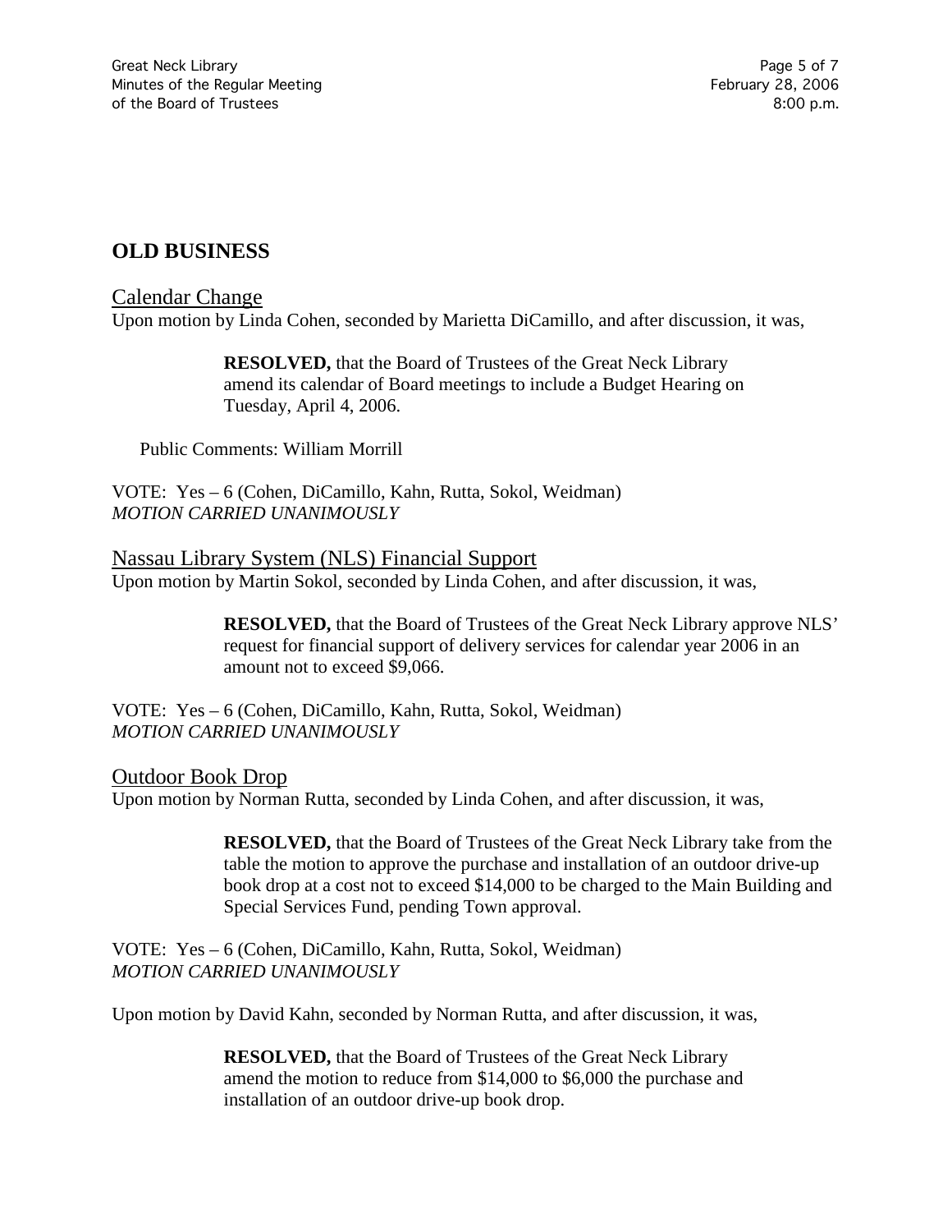## OLD BUSINESS

### Calendar Change

Upon motion by Linda Cohen, seconded by Marietta DiCamillo, and after discussion, it was,

> **RESOLVED,** that the Board of Trustees of the Great Neck Library amend its calendar of Board meetings to include a Budget Hearing on Tuesday, April 4, 2006.

Public Comments: William Morrill

VOTE: Yes – 6 (Cohen, DiCamillo, Kahn, Rutta, Sokol, Weidman)
*MOTION CARRIED UNANIMOUSLY*

### Nassau Library System (NLS) Financial Support

Upon motion by Martin Sokol, seconded by Linda Cohen, and after discussion, it was,

> **RESOLVED,** that the Board of Trustees of the Great Neck Library approve NLS' request for financial support of delivery services for calendar year 2006 in an amount not to exceed $9,066.

VOTE: Yes – 6 (Cohen, DiCamillo, Kahn, Rutta, Sokol, Weidman)
*MOTION CARRIED UNANIMOUSLY*

### Outdoor Book Drop

Upon motion by Norman Rutta, seconded by Linda Cohen, and after discussion, it was,

> **RESOLVED,** that the Board of Trustees of the Great Neck Library take from the table the motion to approve the purchase and installation of an outdoor drive-up book drop at a cost not to exceed $14,000 to be charged to the Main Building and Special Services Fund, pending Town approval.

VOTE: Yes – 6 (Cohen, DiCamillo, Kahn, Rutta, Sokol, Weidman)
*MOTION CARRIED UNANIMOUSLY*

Upon motion by David Kahn, seconded by Norman Rutta, and after discussion, it was,

> **RESOLVED,** that the Board of Trustees of the Great Neck Library amend the motion to reduce from $14,000 to $6,000 the purchase and installation of an outdoor drive-up book drop.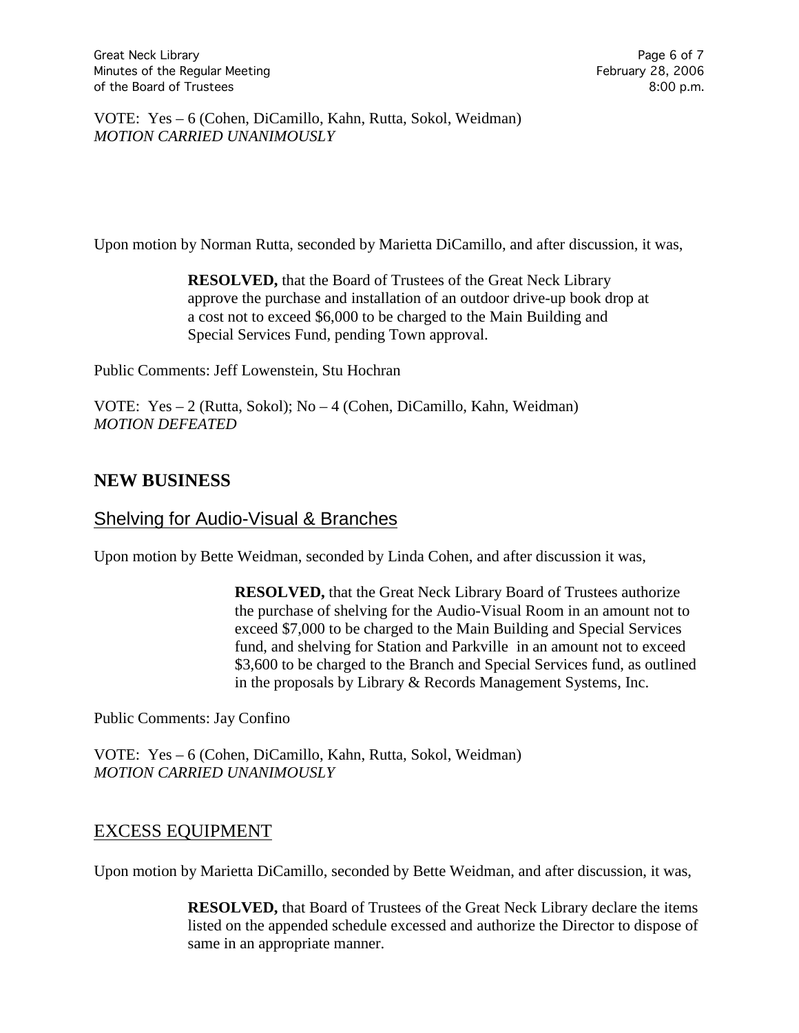VOTE: Yes – 6 (Cohen, DiCamillo, Kahn, Rutta, Sokol, Weidman)
*MOTION CARRIED UNANIMOUSLY*

Upon motion by Norman Rutta, seconded by Marietta DiCamillo, and after discussion, it was,

> **RESOLVED,** that the Board of Trustees of the Great Neck Library approve the purchase and installation of an outdoor drive-up book drop at a cost not to exceed $6,000 to be charged to the Main Building and Special Services Fund, pending Town approval.

Public Comments: Jeff Lowenstein, Stu Hochran

VOTE: Yes – 2 (Rutta, Sokol); No – 4 (Cohen, DiCamillo, Kahn, Weidman)
*MOTION DEFEATED*

## NEW BUSINESS

### Shelving for Audio-Visual & Branches

Upon motion by Bette Weidman, seconded by Linda Cohen, and after discussion it was,

> **RESOLVED,** that the Great Neck Library Board of Trustees authorize the purchase of shelving for the Audio-Visual Room in an amount not to exceed $7,000 to be charged to the Main Building and Special Services fund, and shelving for Station and Parkville in an amount not to exceed $3,600 to be charged to the Branch and Special Services fund, as outlined in the proposals by Library & Records Management Systems, Inc.

Public Comments: Jay Confino

VOTE: Yes – 6 (Cohen, DiCamillo, Kahn, Rutta, Sokol, Weidman)
*MOTION CARRIED UNANIMOUSLY*

### EXCESS EQUIPMENT

Upon motion by Marietta DiCamillo, seconded by Bette Weidman, and after discussion, it was,

> **RESOLVED,** that Board of Trustees of the Great Neck Library declare the items listed on the appended schedule excessed and authorize the Director to dispose of same in an appropriate manner.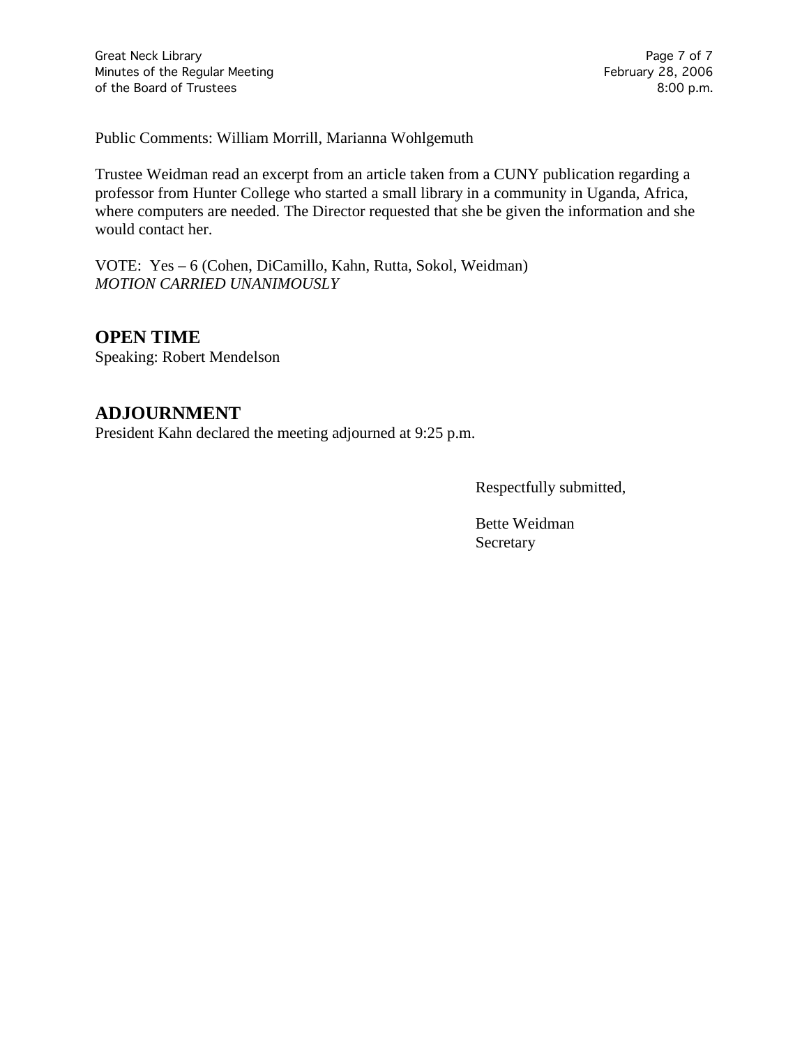Public Comments: William Morrill, Marianna Wohlgemuth

Trustee Weidman read an excerpt from an article taken from a CUNY publication regarding a professor from Hunter College who started a small library in a community in Uganda, Africa, where computers are needed. The Director requested that she be given the information and she would contact her.

VOTE: Yes – 6 (Cohen, DiCamillo, Kahn, Rutta, Sokol, Weidman)
*MOTION CARRIED UNANIMOUSLY*

## OPEN TIME

Speaking: Robert Mendelson

## ADJOURNMENT

President Kahn declared the meeting adjourned at 9:25 p.m.

Respectfully submitted,

Bette Weidman
Secretary